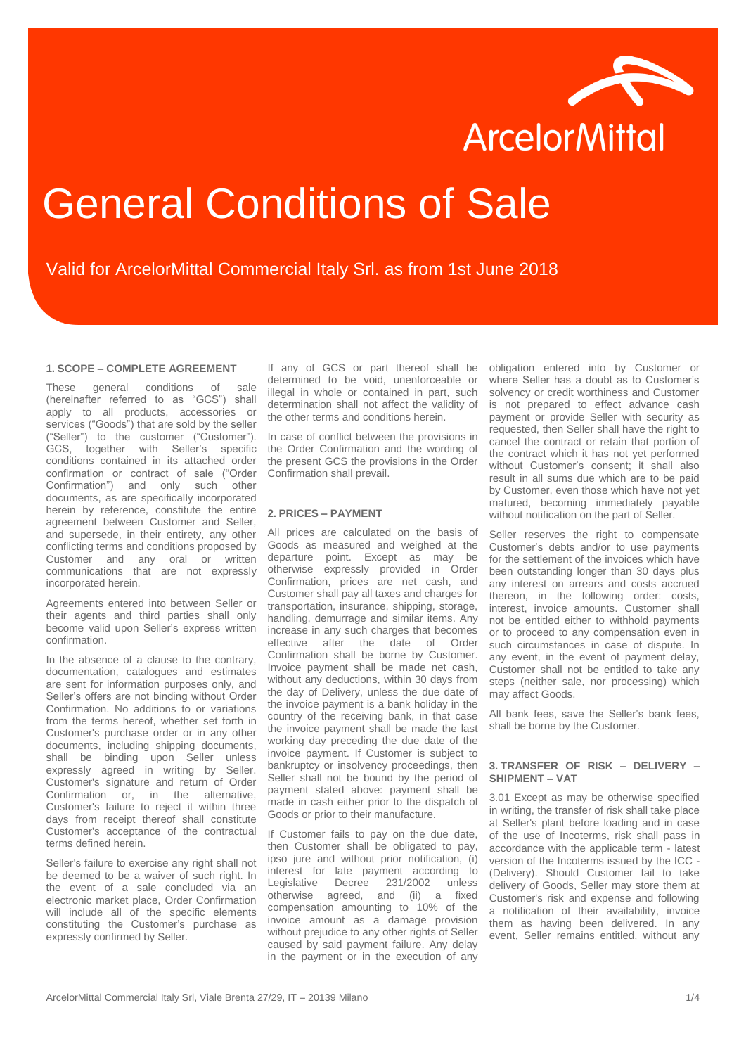# General Conditions of Sale

Valid for ArcelorMittal Commercial Italy Srl. as from 1st June 2018

## 1. SCOPE – COMPLETE AGREEMENT

These general conditions of sale (hereinafter referred to as "GCS") shall apply to all products, accessories or services ("Goods") that are sold by the seller ("Seller") to the customer ("Customer"). GCS, together with Seller's specific conditions contained in its attached order confirmation or contract of sale ("Order Confirmation") and only such other documents, as are specifically incorporated herein by reference, constitute the entire agreement between Customer and Seller, and supersede, in their entirety, any other conflicting terms and conditions proposed by Customer and any oral or written communications that are not expressly incorporated herein.

Agreements entered into between Seller or their agents and third parties shall only become valid upon Seller's express written confirmation.

In the absence of a clause to the contrary, documentation, catalogues and estimates are sent for information purposes only, and Seller's offers are not binding without Order Confirmation. No additions to or variations from the terms hereof, whether set forth in Customer's purchase order or in any other documents, including shipping documents, shall be binding upon Seller unless expressly agreed in writing by Seller. Customer's signature and return of Order Confirmation or, in the alternative, Customer's failure to reject it within three days from receipt thereof shall constitute Customer's acceptance of the contractual terms defined herein.

Seller's failure to exercise any right shall not be deemed to be a waiver of such right. In the event of a sale concluded via an electronic market place, Order Confirmation will include all of the specific elements constituting the Customer's purchase as expressly confirmed by Seller.

If any of GCS or part thereof shall be determined to be void, unenforceable or illegal in whole or contained in part, such determination shall not affect the validity of the other terms and conditions herein.

In case of conflict between the provisions in the Order Confirmation and the wording of the present GCS the provisions in the Order Confirmation shall prevail.

## 2. PRICES – PAYMENT

All prices are calculated on the basis of Goods as measured and weighed at the departure point. Except as may be otherwise expressly provided in Order Confirmation, prices are net cash, and Customer shall pay all taxes and charges for transportation, insurance, shipping, storage, handling, demurrage and similar items. Any increase in any such charges that becomes effective after the date of Order Confirmation shall be borne by Customer. Invoice payment shall be made net cash, without any deductions, within 30 days from the day of Delivery, unless the due date of the invoice payment is a bank holiday in the country of the receiving bank, in that case the invoice payment shall be made the last working day preceding the due date of the invoice payment. If Customer is subject to bankruptcy or insolvency proceedings, then Seller shall not be bound by the period of payment stated above: payment shall be made in cash either prior to the dispatch of Goods or prior to their manufacture.

If Customer fails to pay on the due date, then Customer shall be obligated to pay, ipso jure and without prior notification, (i) interest for late payment according to Legislative Decree 231/2002 unless otherwise agreed, and (ii) a fixed compensation amounting to 10% of the invoice amount as a damage provision without prejudice to any other rights of Seller caused by said payment failure. Any delay in the payment or in the execution of any obligation entered into by Customer or where Seller has a doubt as to Customer's solvency or credit worthiness and Customer is not prepared to effect advance cash payment or provide Seller with security as requested, then Seller shall have the right to cancel the contract or retain that portion of the contract which it has not yet performed without Customer's consent; it shall also result in all sums due which are to be paid by Customer, even those which have not yet matured, becoming immediately payable without notification on the part of Seller.

Seller reserves the right to compensate Customer's debts and/or to use payments for the settlement of the invoices which have been outstanding longer than 30 days plus any interest on arrears and costs accrued thereon, in the following order: costs, interest, invoice amounts. Customer shall not be entitled either to withhold payments or to proceed to any compensation even in such circumstances in case of dispute. In any event, in the event of payment delay, Customer shall not be entitled to take any steps (neither sale, nor processing) which may affect Goods.

All bank fees, save the Seller's bank fees, shall be borne by the Customer.

## 3. TRANSFER OF RISK – DELIVERY – SHIPMENT – VAT

3.01 Except as may be otherwise specified in writing, the transfer of risk shall take place at Seller's plant before loading and in case of the use of Incoterms, risk shall pass in accordance with the applicable term - latest version of the Incoterms issued by the ICC - (Delivery). Should Customer fail to take delivery of Goods, Seller may store them at Customer's risk and expense and following a notification of their availability, invoice them as having been delivered. In any event, Seller remains entitled, without any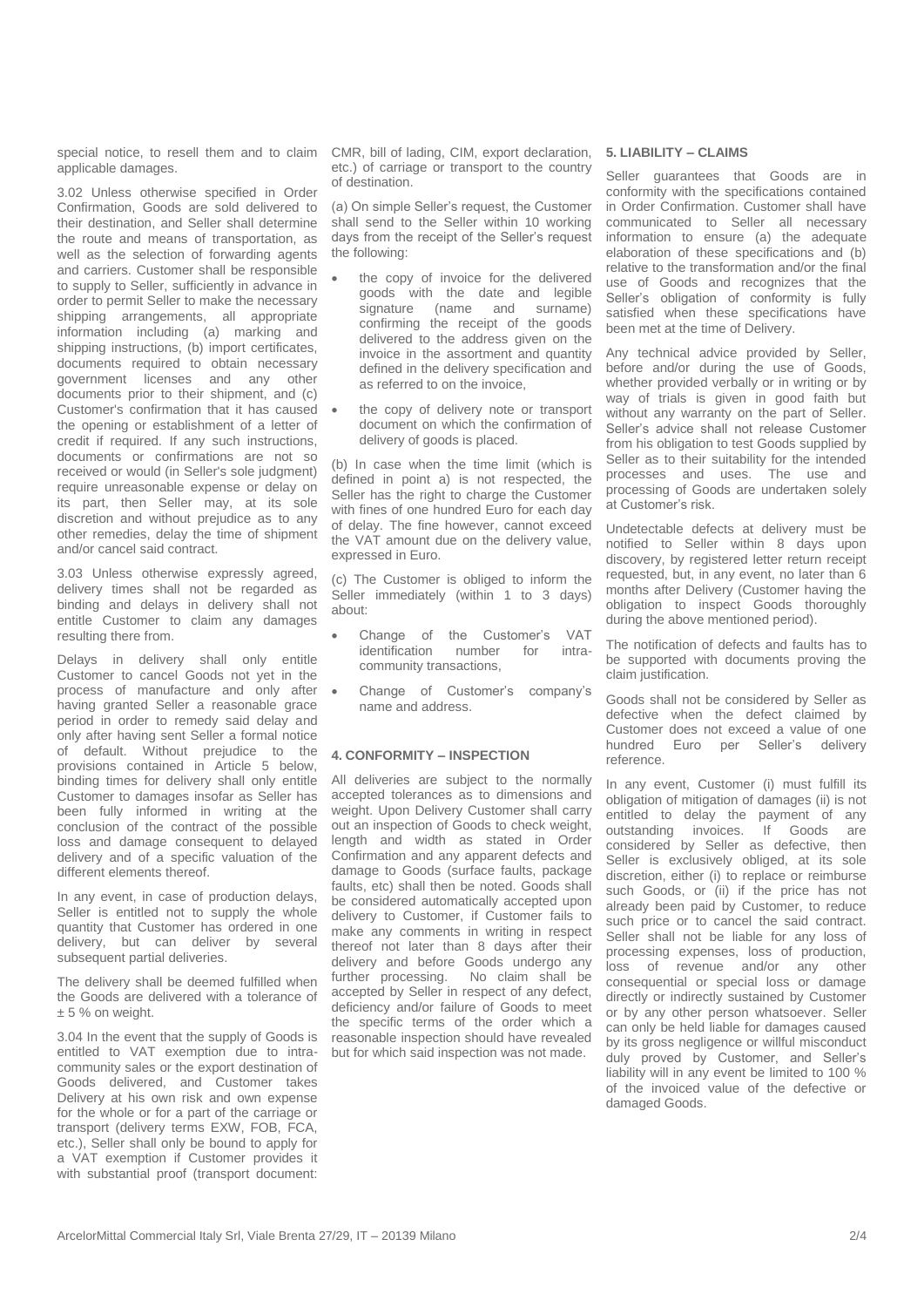special notice, to resell them and to claim applicable damages.

3.02 Unless otherwise specified in Order Confirmation, Goods are sold delivered to their destination, and Seller shall determine the route and means of transportation, as well as the selection of forwarding agents and carriers. Customer shall be responsible to supply to Seller, sufficiently in advance in order to permit Seller to make the necessary shipping arrangements, all appropriate information including (a) marking and shipping instructions, (b) import certificates, documents required to obtain necessary government licenses and any other documents prior to their shipment, and (c) Customer's confirmation that it has caused the opening or establishment of a letter of credit if required. If any such instructions, documents or confirmations are not so received or would (in Seller's sole judgment) require unreasonable expense or delay on its part, then Seller may, at its sole discretion and without prejudice as to any other remedies, delay the time of shipment and/or cancel said contract.

3.03 Unless otherwise expressly agreed, delivery times shall not be regarded as binding and delays in delivery shall not entitle Customer to claim any damages resulting there from.

Delays in delivery shall only entitle Customer to cancel Goods not yet in the process of manufacture and only after having granted Seller a reasonable grace period in order to remedy said delay and only after having sent Seller a formal notice of default. Without prejudice to the provisions contained in Article 5 below, binding times for delivery shall only entitle Customer to damages insofar as Seller has been fully informed in writing at the conclusion of the contract of the possible loss and damage consequent to delayed delivery and of a specific valuation of the different elements thereof.

In any event, in case of production delays, Seller is entitled not to supply the whole quantity that Customer has ordered in one delivery, but can deliver by several subsequent partial deliveries.

The delivery shall be deemed fulfilled when the Goods are delivered with a tolerance of ± 5 % on weight.

3.04 In the event that the supply of Goods is entitled to VAT exemption due to intra-community sales or the export destination of Goods delivered, and Customer takes Delivery at his own risk and own expense for the whole or for a part of the carriage or transport (delivery terms EXW, FOB, FCA, etc.), Seller shall only be bound to apply for a VAT exemption if Customer provides it with substantial proof (transport document: CMR, bill of lading, CIM, export declaration, etc.) of carriage or transport to the country of destination.

(a) On simple Seller's request, the Customer shall send to the Seller within 10 working days from the receipt of the Seller's request the following:

- the copy of invoice for the delivered goods with the date and legible signature (name and surname) confirming the receipt of the goods delivered to the address given on the invoice in the assortment and quantity defined in the delivery specification and as referred to on the invoice,
- the copy of delivery note or transport document on which the confirmation of delivery of goods is placed.

(b) In case when the time limit (which is defined in point a) is not respected, the Seller has the right to charge the Customer with fines of one hundred Euro for each day of delay. The fine however, cannot exceed the VAT amount due on the delivery value, expressed in Euro.

(c) The Customer is obliged to inform the Seller immediately (within 1 to 3 days) about:

- Change of the Customer's VAT identification number for intra-community transactions,
- Change of Customer's company's name and address.

## 4. CONFORMITY – INSPECTION

All deliveries are subject to the normally accepted tolerances as to dimensions and weight. Upon Delivery Customer shall carry out an inspection of Goods to check weight, length and width as stated in Order Confirmation and any apparent defects and damage to Goods (surface faults, package faults, etc) shall then be noted. Goods shall be considered automatically accepted upon delivery to Customer, if Customer fails to make any comments in writing in respect thereof not later than 8 days after their delivery and before Goods undergo any further processing. No claim shall be accepted by Seller in respect of any defect, deficiency and/or failure of Goods to meet the specific terms of the order which a reasonable inspection should have revealed but for which said inspection was not made.

## 5. LIABILITY – CLAIMS

Seller guarantees that Goods are in conformity with the specifications contained in Order Confirmation. Customer shall have communicated to Seller all necessary information to ensure (a) the adequate elaboration of these specifications and (b) relative to the transformation and/or the final use of Goods and recognizes that the Seller's obligation of conformity is fully satisfied when these specifications have been met at the time of Delivery.

Any technical advice provided by Seller, before and/or during the use of Goods, whether provided verbally or in writing or by way of trials is given in good faith but without any warranty on the part of Seller. Seller's advice shall not release Customer from his obligation to test Goods supplied by Seller as to their suitability for the intended processes and uses. The use and processing of Goods are undertaken solely at Customer's risk.

Undetectable defects at delivery must be notified to Seller within 8 days upon discovery, by registered letter return receipt requested, but, in any event, no later than 6 months after Delivery (Customer having the obligation to inspect Goods thoroughly during the above mentioned period).

The notification of defects and faults has to be supported with documents proving the claim justification.

Goods shall not be considered by Seller as defective when the defect claimed by Customer does not exceed a value of one hundred Euro per Seller's delivery reference.

In any event, Customer (i) must fulfill its obligation of mitigation of damages (ii) is not entitled to delay the payment of any outstanding invoices. If Goods are considered by Seller as defective, then Seller is exclusively obliged, at its sole discretion, either (i) to replace or reimburse such Goods, or (ii) if the price has not already been paid by Customer, to reduce such price or to cancel the said contract. Seller shall not be liable for any loss of processing expenses, loss of production, loss of revenue and/or any other consequential or special loss or damage directly or indirectly sustained by Customer or by any other person whatsoever. Seller can only be held liable for damages caused by its gross negligence or willful misconduct duly proved by Customer, and Seller's liability will in any event be limited to 100 % of the invoiced value of the defective or damaged Goods.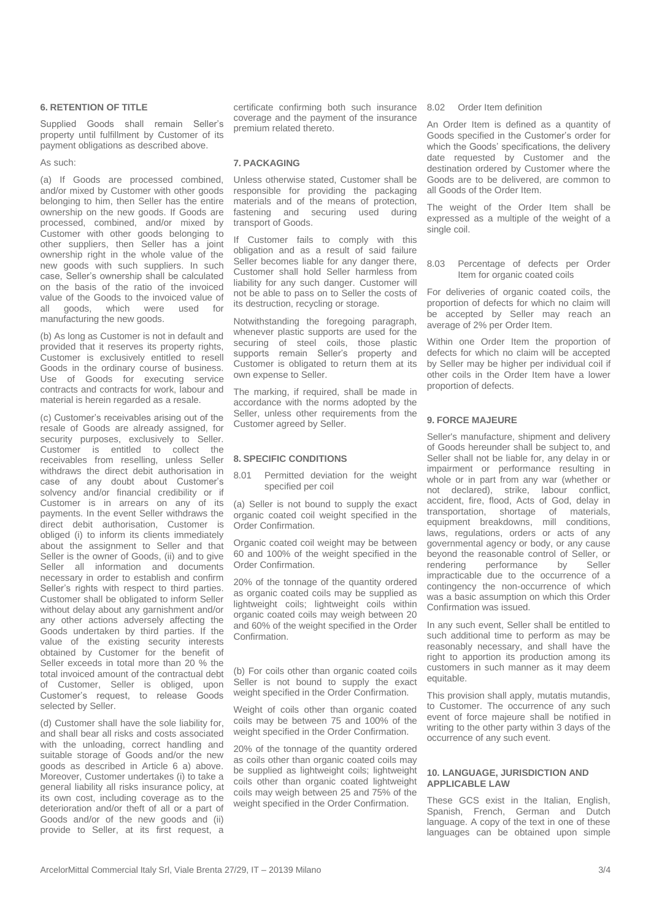## 6. RETENTION OF TITLE

Supplied Goods shall remain Seller's property until fulfillment by Customer of its payment obligations as described above.

As such:

(a) If Goods are processed combined, and/or mixed by Customer with other goods belonging to him, then Seller has the entire ownership on the new goods. If Goods are processed, combined, and/or mixed by Customer with other goods belonging to other suppliers, then Seller has a joint ownership right in the whole value of the new goods with such suppliers. In such case, Seller's ownership shall be calculated on the basis of the ratio of the invoiced value of the Goods to the invoiced value of all goods, which were used for manufacturing the new goods.

(b) As long as Customer is not in default and provided that it reserves its property rights, Customer is exclusively entitled to resell Goods in the ordinary course of business. Use of Goods for executing service contracts and contracts for work, labour and material is herein regarded as a resale.

(c) Customer's receivables arising out of the resale of Goods are already assigned, for security purposes, exclusively to Seller. Customer is entitled to collect the receivables from reselling, unless Seller withdraws the direct debit authorisation in case of any doubt about Customer's solvency and/or financial credibility or if Customer is in arrears on any of its payments. In the event Seller withdraws the direct debit authorisation, Customer is obliged (i) to inform its clients immediately about the assignment to Seller and that Seller is the owner of Goods, (ii) and to give Seller all information and documents necessary in order to establish and confirm Seller's rights with respect to third parties. Customer shall be obligated to inform Seller without delay about any garnishment and/or any other actions adversely affecting the Goods undertaken by third parties. If the value of the existing security interests obtained by Customer for the benefit of Seller exceeds in total more than 20 % the total invoiced amount of the contractual debt of Customer, Seller is obliged, upon Customer's request, to release Goods selected by Seller.

(d) Customer shall have the sole liability for, and shall bear all risks and costs associated with the unloading, correct handling and suitable storage of Goods and/or the new goods as described in Article 6 a) above. Moreover, Customer undertakes (i) to take a general liability all risks insurance policy, at its own cost, including coverage as to the deterioration and/or theft of all or a part of Goods and/or of the new goods and (ii) provide to Seller, at its first request, a certificate confirming both such insurance coverage and the payment of the insurance premium related thereto.

## 7. PACKAGING

Unless otherwise stated, Customer shall be responsible for providing the packaging materials and of the means of protection, fastening and securing used during transport of Goods.

If Customer fails to comply with this obligation and as a result of said failure Seller becomes liable for any danger there, Customer shall hold Seller harmless from liability for any such danger. Customer will not be able to pass on to Seller the costs of its destruction, recycling or storage.

Notwithstanding the foregoing paragraph, whenever plastic supports are used for the securing of steel coils, those plastic supports remain Seller's property and Customer is obligated to return them at its own expense to Seller.

The marking, if required, shall be made in accordance with the norms adopted by the Seller, unless other requirements from the Customer agreed by Seller.

## 8. SPECIFIC CONDITIONS

### 8.01 Permitted deviation for the weight specified per coil

(a) Seller is not bound to supply the exact organic coated coil weight specified in the Order Confirmation.

Organic coated coil weight may be between 60 and 100% of the weight specified in the Order Confirmation.

20% of the tonnage of the quantity ordered as organic coated coils may be supplied as lightweight coils; lightweight coils within organic coated coils may weigh between 20 and 60% of the weight specified in the Order Confirmation.

(b) For coils other than organic coated coils Seller is not bound to supply the exact weight specified in the Order Confirmation.

Weight of coils other than organic coated coils may be between 75 and 100% of the weight specified in the Order Confirmation.

20% of the tonnage of the quantity ordered as coils other than organic coated coils may be supplied as lightweight coils; lightweight coils other than organic coated lightweight coils may weigh between 25 and 75% of the weight specified in the Order Confirmation.

### 8.02 Order Item definition

An Order Item is defined as a quantity of Goods specified in the Customer's order for which the Goods' specifications, the delivery date requested by Customer and the destination ordered by Customer where the Goods are to be delivered, are common to all Goods of the Order Item.

The weight of the Order Item shall be expressed as a multiple of the weight of a single coil.

### 8.03 Percentage of defects per Order Item for organic coated coils

For deliveries of organic coated coils, the proportion of defects for which no claim will be accepted by Seller may reach an average of 2% per Order Item.

Within one Order Item the proportion of defects for which no claim will be accepted by Seller may be higher per individual coil if other coils in the Order Item have a lower proportion of defects.

## 9. FORCE MAJEURE

Seller's manufacture, shipment and delivery of Goods hereunder shall be subject to, and Seller shall not be liable for, any delay in or impairment or performance resulting in whole or in part from any war (whether or not declared), strike, labour conflict, accident, fire, flood, Acts of God, delay in transportation, shortage of materials, equipment breakdowns, mill conditions, laws, regulations, orders or acts of any governmental agency or body, or any cause beyond the reasonable control of Seller, or rendering performance by Seller impracticable due to the occurrence of a contingency the non-occurrence of which was a basic assumption on which this Order Confirmation was issued.

In any such event, Seller shall be entitled to such additional time to perform as may be reasonably necessary, and shall have the right to apportion its production among its customers in such manner as it may deem equitable.

This provision shall apply, mutatis mutandis, to Customer. The occurrence of any such event of force majeure shall be notified in writing to the other party within 3 days of the occurrence of any such event.

## 10. LANGUAGE, JURISDICTION AND APPLICABLE LAW

These GCS exist in the Italian, English, Spanish, French, German and Dutch language. A copy of the text in one of these languages can be obtained upon simple

ArcelorMittal Commercial Italy Srl, Viale Brenta 27/29, IT – 20139 Milano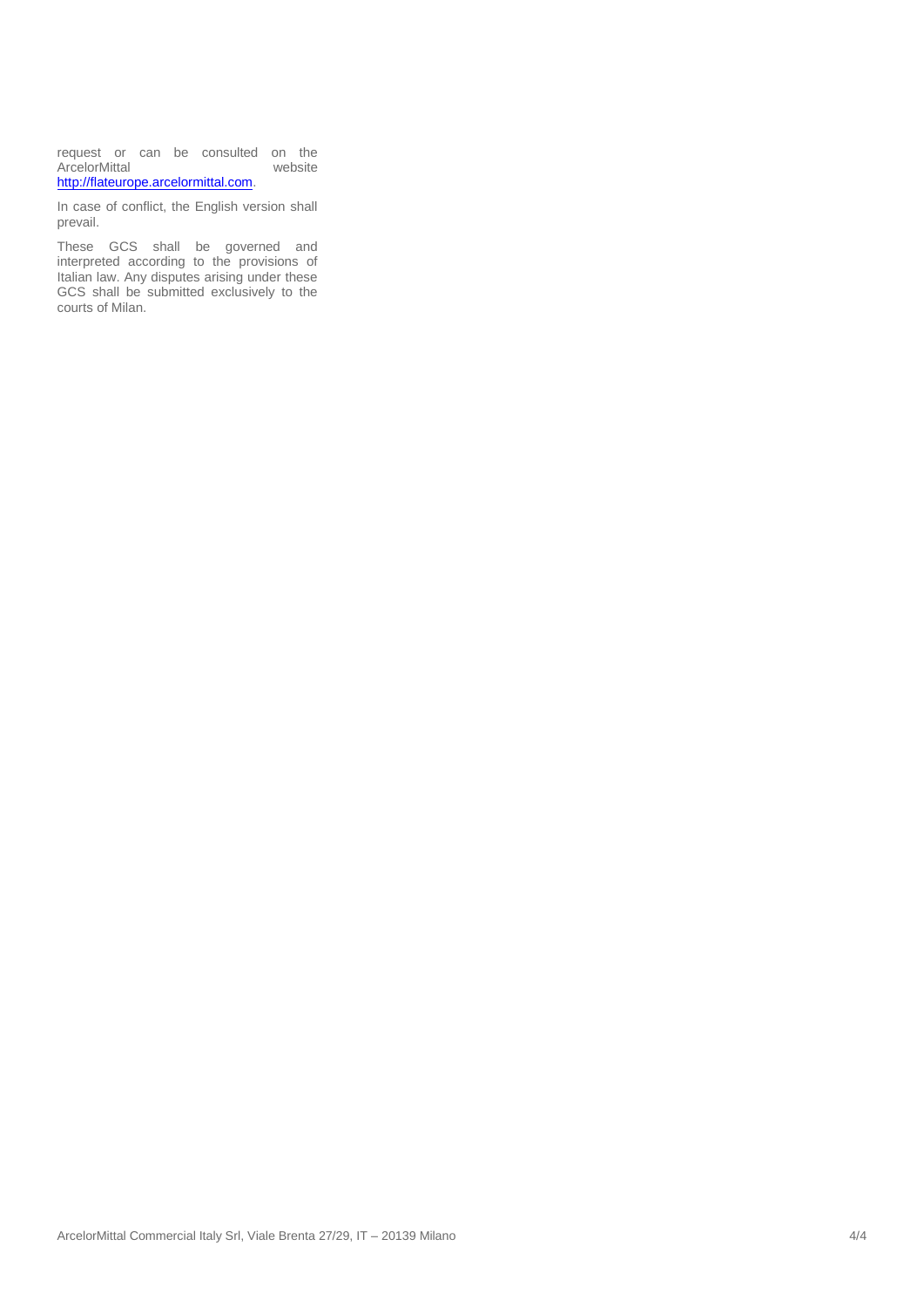request or can be consulted on the ArcelorMittal website http://flateurope.arcelormittal.com.

In case of conflict, the English version shall prevail.

These GCS shall be governed and interpreted according to the provisions of Italian law. Any disputes arising under these GCS shall be submitted exclusively to the courts of Milan.